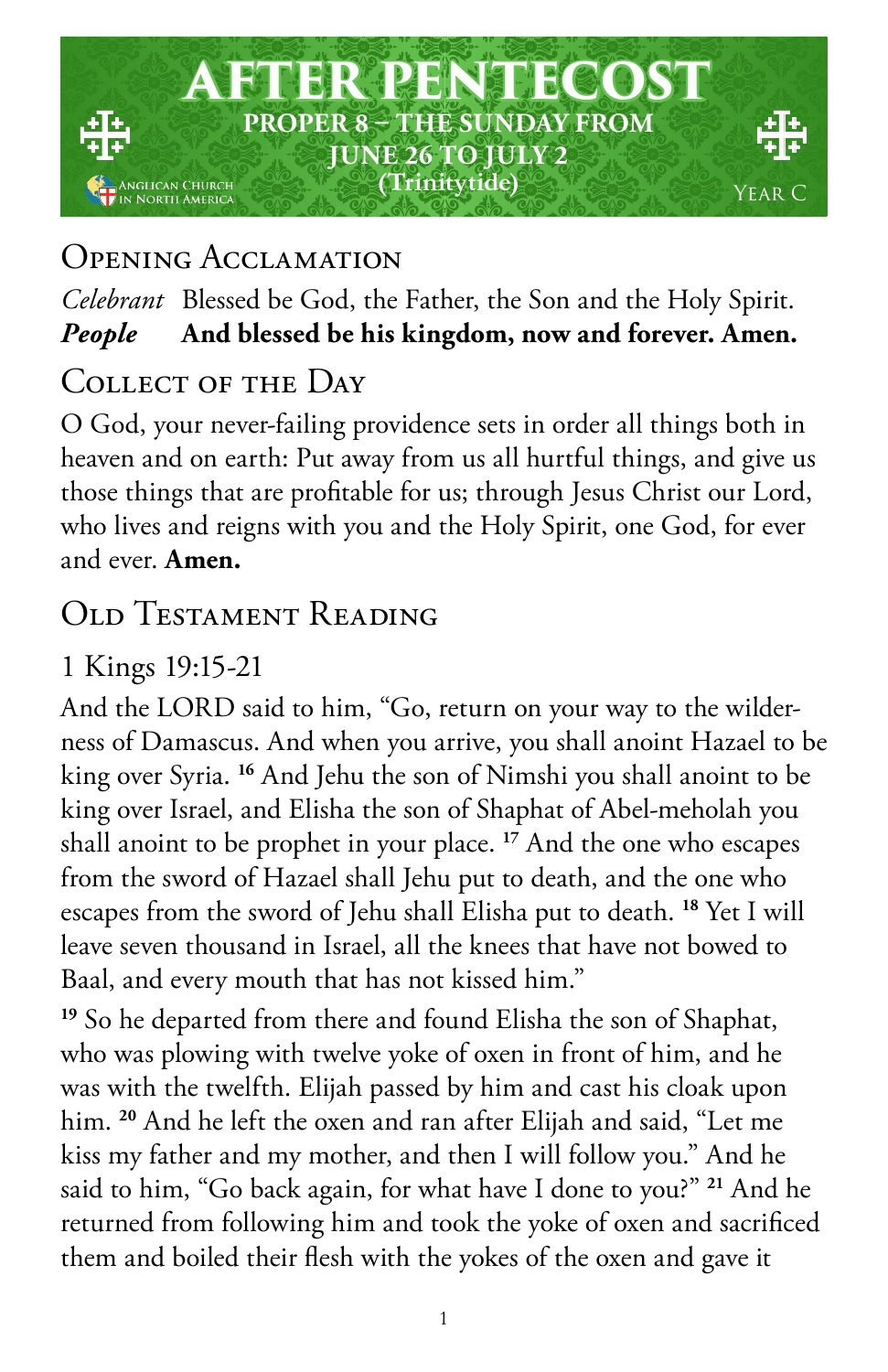# AFTER PENTECOST

## PROPER 8 – THE SUNDAY FROM JUNE 26 TO JULY 2 (Trinitytide)

Anglican Church in North America

Year C

## Opening Acclamation

*Celebrant* Blessed be God, the Father, the Son and the Holy Spirit.
***People*** **And blessed be his kingdom, now and forever. Amen.**

## Collect of the Day

O God, your never-failing providence sets in order all things both in heaven and on earth: Put away from us all hurtful things, and give us those things that are profitable for us; through Jesus Christ our Lord, who lives and reigns with you and the Holy Spirit, one God, for ever and ever. **Amen.**

## Old Testament Reading

### 1 Kings 19:15-21

And the LORD said to him, "Go, return on your way to the wilderness of Damascus. And when you arrive, you shall anoint Hazael to be king over Syria. [16] And Jehu the son of Nimshi you shall anoint to be king over Israel, and Elisha the son of Shaphat of Abel-meholah you shall anoint to be prophet in your place. [17] And the one who escapes from the sword of Hazael shall Jehu put to death, and the one who escapes from the sword of Jehu shall Elisha put to death. [18] Yet I will leave seven thousand in Israel, all the knees that have not bowed to Baal, and every mouth that has not kissed him."

[19] So he departed from there and found Elisha the son of Shaphat, who was plowing with twelve yoke of oxen in front of him, and he was with the twelfth. Elijah passed by him and cast his cloak upon him. [20] And he left the oxen and ran after Elijah and said, "Let me kiss my father and my mother, and then I will follow you." And he said to him, "Go back again, for what have I done to you?" [21] And he returned from following him and took the yoke of oxen and sacrificed them and boiled their flesh with the yokes of the oxen and gave it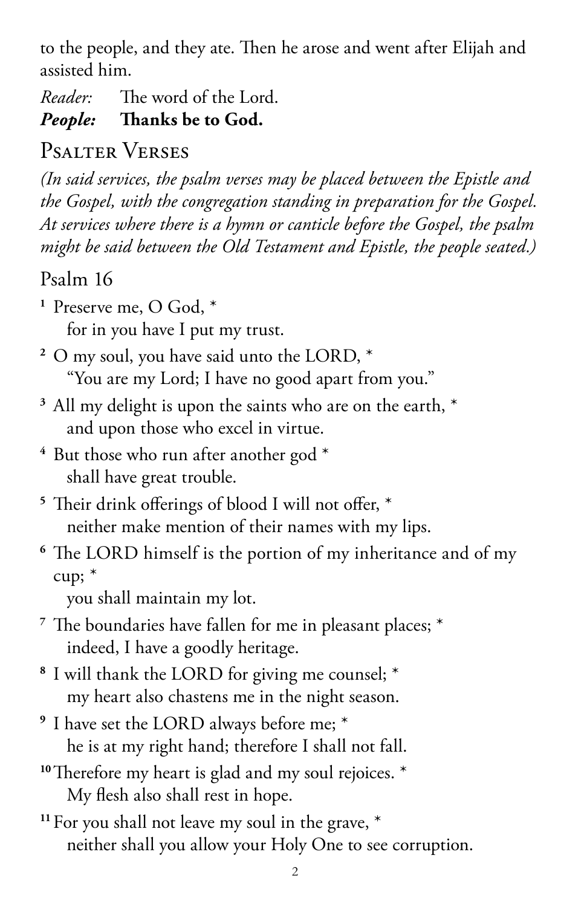to the people, and they ate. Then he arose and went after Elijah and assisted him.

*Reader:* The word of the Lord.
***People:*** **Thanks be to God.**

## Psalter Verses

*(In said services, the psalm verses may be placed between the Epistle and the Gospel, with the congregation standing in preparation for the Gospel. At services where there is a hymn or canticle before the Gospel, the psalm might be said between the Old Testament and Epistle, the people seated.)*

### Psalm 16

**1** Preserve me, O God, *
  for in you have I put my trust.

**2** O my soul, you have said unto the LORD, *
  "You are my Lord; I have no good apart from you."

**3** All my delight is upon the saints who are on the earth, *
  and upon those who excel in virtue.

**4** But those who run after another god *
  shall have great trouble.

**5** Their drink offerings of blood I will not offer, *
  neither make mention of their names with my lips.

**6** The LORD himself is the portion of my inheritance and of my cup; *
  you shall maintain my lot.

**7** The boundaries have fallen for me in pleasant places; *
  indeed, I have a goodly heritage.

**8** I will thank the LORD for giving me counsel; *
  my heart also chastens me in the night season.

**9** I have set the LORD always before me; *
  he is at my right hand; therefore I shall not fall.

**10** Therefore my heart is glad and my soul rejoices. *
  My flesh also shall rest in hope.

**11** For you shall not leave my soul in the grave, *
  neither shall you allow your Holy One to see corruption.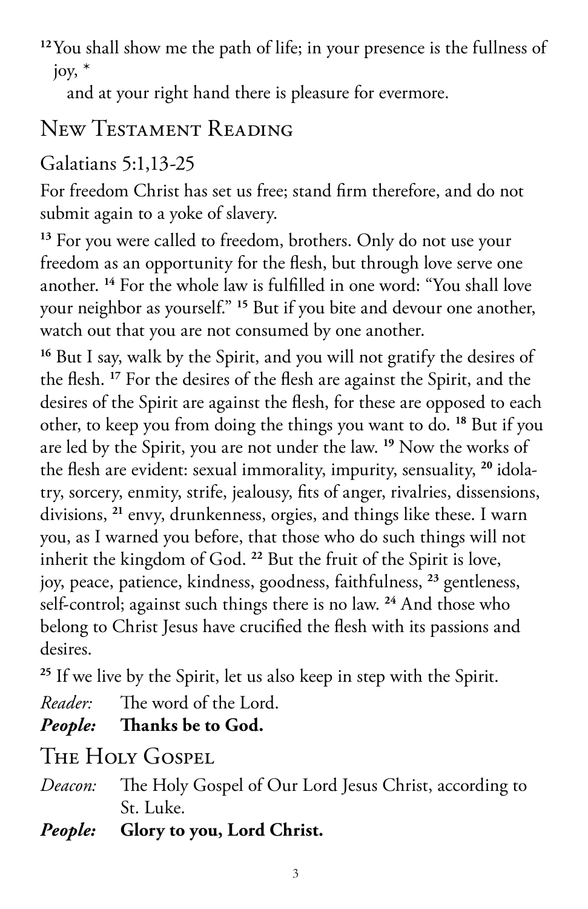[12] You shall show me the path of life; in your presence is the fullness of joy, *
  and at your right hand there is pleasure for evermore.

## New Testament Reading

### Galatians 5:1,13-25

For freedom Christ has set us free; stand firm therefore, and do not submit again to a yoke of slavery.

[13] For you were called to freedom, brothers. Only do not use your freedom as an opportunity for the flesh, but through love serve one another. [14] For the whole law is fulfilled in one word: "You shall love your neighbor as yourself." [15] But if you bite and devour one another, watch out that you are not consumed by one another.

[16] But I say, walk by the Spirit, and you will not gratify the desires of the flesh. [17] For the desires of the flesh are against the Spirit, and the desires of the Spirit are against the flesh, for these are opposed to each other, to keep you from doing the things you want to do. [18] But if you are led by the Spirit, you are not under the law. [19] Now the works of the flesh are evident: sexual immorality, impurity, sensuality, [20] idolatry, sorcery, enmity, strife, jealousy, fits of anger, rivalries, dissensions, divisions, [21] envy, drunkenness, orgies, and things like these. I warn you, as I warned you before, that those who do such things will not inherit the kingdom of God. [22] But the fruit of the Spirit is love, joy, peace, patience, kindness, goodness, faithfulness, [23] gentleness, self-control; against such things there is no law. [24] And those who belong to Christ Jesus have crucified the flesh with its passions and desires.

[25] If we live by the Spirit, let us also keep in step with the Spirit.

*Reader:* The word of the Lord.
***People:*** **Thanks be to God.**

## The Holy Gospel

*Deacon:* The Holy Gospel of Our Lord Jesus Christ, according to St. Luke.
***People:*** **Glory to you, Lord Christ.**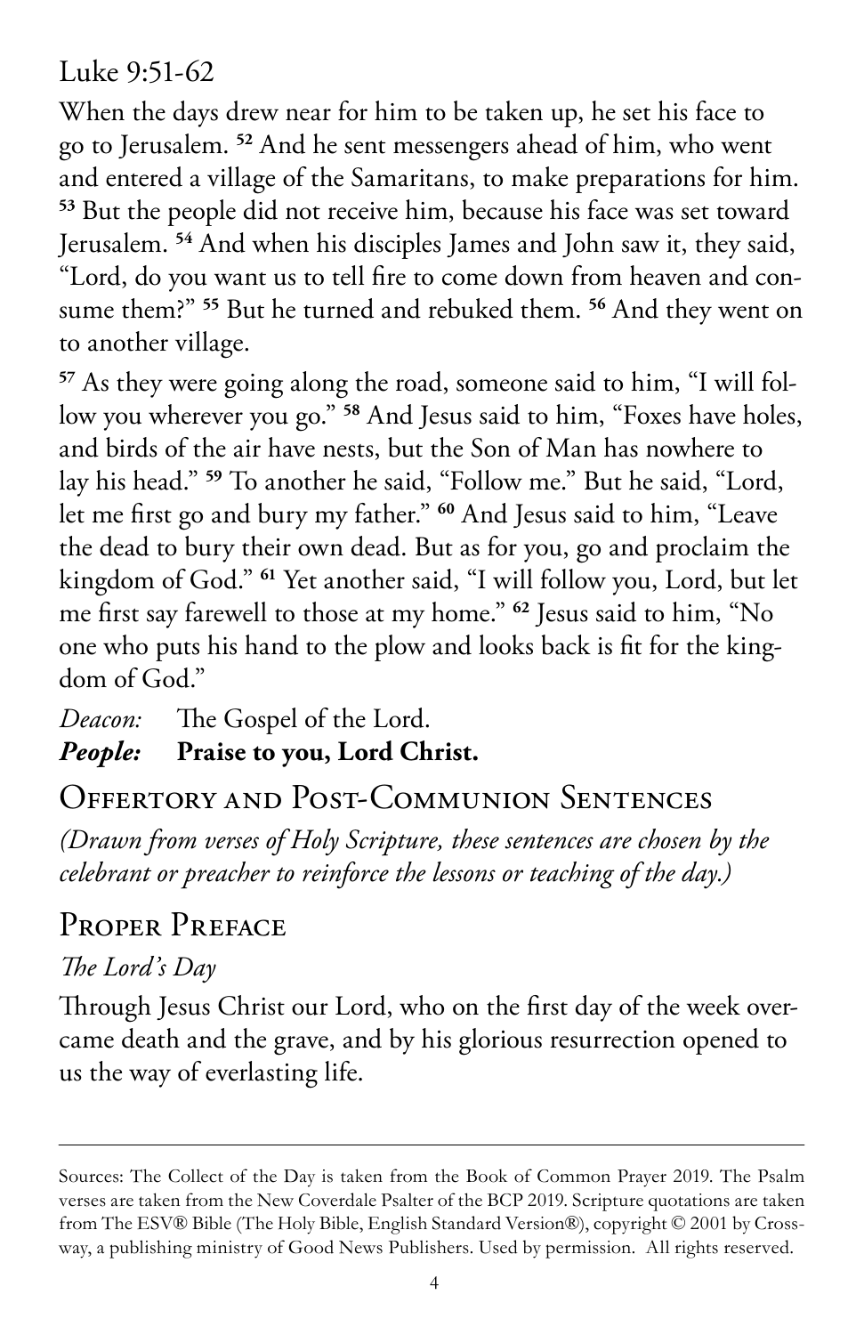## Luke 9:51-62

When the days drew near for him to be taken up, he set his face to go to Jerusalem. [52] And he sent messengers ahead of him, who went and entered a village of the Samaritans, to make preparations for him. [53] But the people did not receive him, because his face was set toward Jerusalem. [54] And when his disciples James and John saw it, they said, "Lord, do you want us to tell fire to come down from heaven and consume them?" [55] But he turned and rebuked them. [56] And they went on to another village.

[57] As they were going along the road, someone said to him, "I will follow you wherever you go." [58] And Jesus said to him, "Foxes have holes, and birds of the air have nests, but the Son of Man has nowhere to lay his head." [59] To another he said, "Follow me." But he said, "Lord, let me first go and bury my father." [60] And Jesus said to him, "Leave the dead to bury their own dead. But as for you, go and proclaim the kingdom of God." [61] Yet another said, "I will follow you, Lord, but let me first say farewell to those at my home." [62] Jesus said to him, "No one who puts his hand to the plow and looks back is fit for the kingdom of God."

*Deacon:* The Gospel of the Lord.
***People:*** **Praise to you, Lord Christ.**

## Offertory and Post-Communion Sentences

*(Drawn from verses of Holy Scripture, these sentences are chosen by the celebrant or preacher to reinforce the lessons or teaching of the day.)*

## Proper Preface

*The Lord's Day*

Through Jesus Christ our Lord, who on the first day of the week overcame death and the grave, and by his glorious resurrection opened to us the way of everlasting life.

---

Sources: The Collect of the Day is taken from the Book of Common Prayer 2019. The Psalm verses are taken from the New Coverdale Psalter of the BCP 2019. Scripture quotations are taken from The ESV® Bible (The Holy Bible, English Standard Version®), copyright © 2001 by Crossway, a publishing ministry of Good News Publishers. Used by permission. All rights reserved.